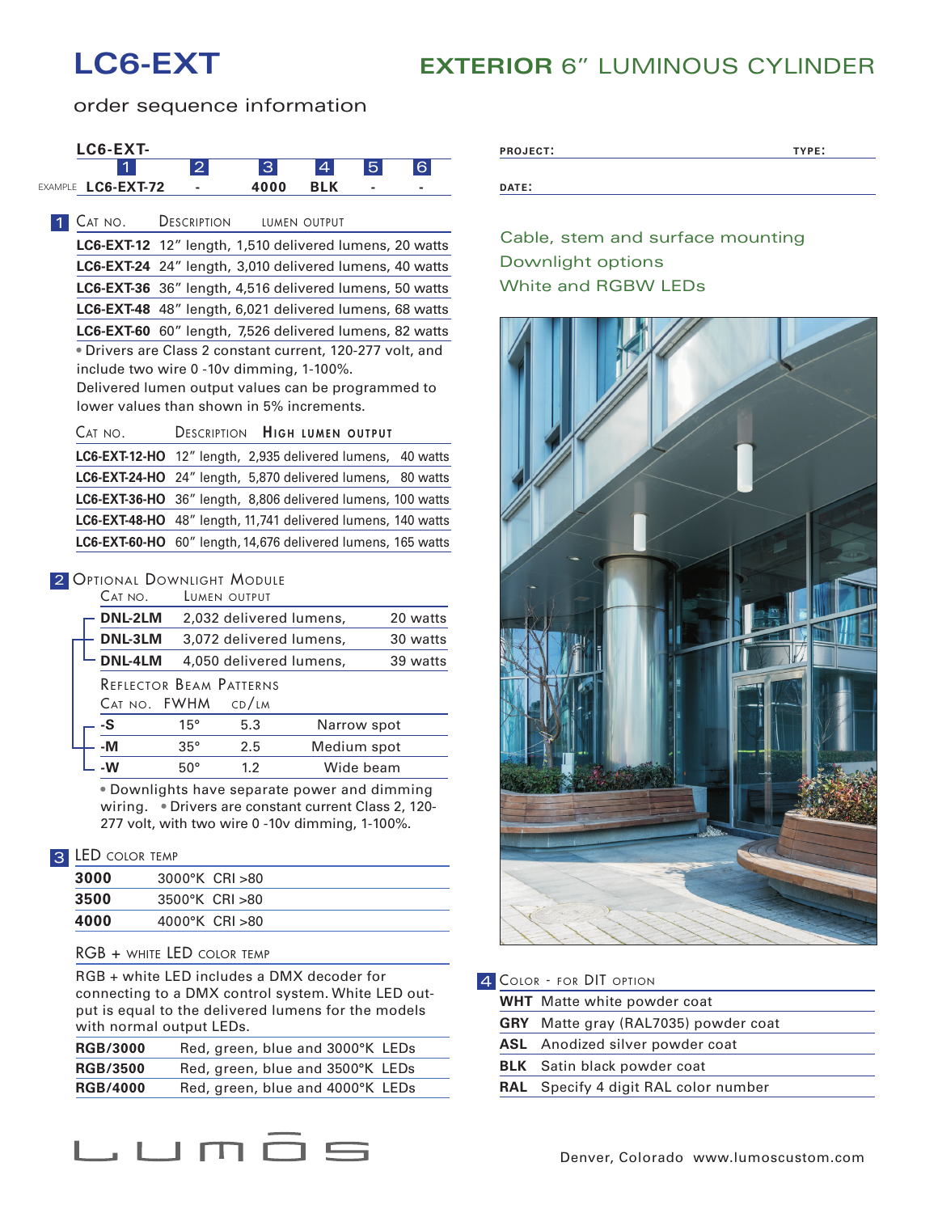# LC6-EXT

## EXTERIOR 6" LUMINOUS CYLINDER

order sequence information

| LC6-EXT- | | | | | |
|---|---|---|---|---|---|
| 1 | 2 | 3 | 4 | 5 | 6 |
| EXAMPLE LC6-EXT-72 | - | 4000 | BLK | - | - |

PROJECT: TYPE:

DATE:

Cable, stem and surface mounting
Downlight options
White and RGBW LEDs

### 1 Cat No. / Description / Lumen Output

| Cat No. | Description | Lumen Output |
|---|---|---|
| **LC6-EXT-12** | 12" length, 1,510 delivered lumens, 20 watts | |
| **LC6-EXT-24** | 24" length, 3,010 delivered lumens, 40 watts | |
| **LC6-EXT-36** | 36" length, 4,516 delivered lumens, 50 watts | |
| **LC6-EXT-48** | 48" length, 6,021 delivered lumens, 68 watts | |
| **LC6-EXT-60** | 60" length, 7,526 delivered lumens, 82 watts | |

• Drivers are Class 2 constant current, 120-277 volt, and include two wire 0 -10v dimming, 1-100%.
Delivered lumen output values can be programmed to lower values than shown in 5% increments.

| Cat No. | Description | High Lumen Output |
|---|---|---|
| **LC6-EXT-12-HO** | 12" length, 2,935 delivered lumens, 40 watts | |
| **LC6-EXT-24-HO** | 24" length, 5,870 delivered lumens, 80 watts | |
| **LC6-EXT-36-HO** | 36" length, 8,806 delivered lumens, 100 watts | |
| **LC6-EXT-48-HO** | 48" length, 11,741 delivered lumens, 140 watts | |
| **LC6-EXT-60-HO** | 60" length, 14,676 delivered lumens, 165 watts | |

### 2 Optional Downlight Module

| Cat No. | Lumen Output | |
|---|---|---|
| **DNL-2LM** | 2,032 delivered lumens, | 20 watts |
| **DNL-3LM** | 3,072 delivered lumens, | 30 watts |
| **DNL-4LM** | 4,050 delivered lumens, | 39 watts |

Reflector Beam Patterns

| Cat No. | FWHM | cd/lm | |
|---|---|---|---|
| **-S** | 15° | 5.3 | Narrow spot |
| **-M** | 35° | 2.5 | Medium spot |
| **-W** | 50° | 1.2 | Wide beam |

• Downlights have separate power and dimming wiring. • Drivers are constant current Class 2, 120-277 volt, with two wire 0 -10v dimming, 1-100%.

### 3 LED Color Temp

| | |
|---|---|
| **3000** | 3000°K CRI >80 |
| **3500** | 3500°K CRI >80 |
| **4000** | 4000°K CRI >80 |

RGB + white LED color temp

RGB + white LED includes a DMX decoder for connecting to a DMX control system. White LED output is equal to the delivered lumens for the models with normal output LEDs.

| | |
|---|---|
| **RGB/3000** | Red, green, blue and 3000°K LEDs |
| **RGB/3500** | Red, green, blue and 3500°K LEDs |
| **RGB/4000** | Red, green, blue and 4000°K LEDs |

### 4 Color - for DIT option

| | |
|---|---|
| **WHT** | Matte white powder coat |
| **GRY** | Matte gray (RAL7035) powder coat |
| **ASL** | Anodized silver powder coat |
| **BLK** | Satin black powder coat |
| **RAL** | Specify 4 digit RAL color number |

LUMOS

Denver, Colorado www.lumoscustom.com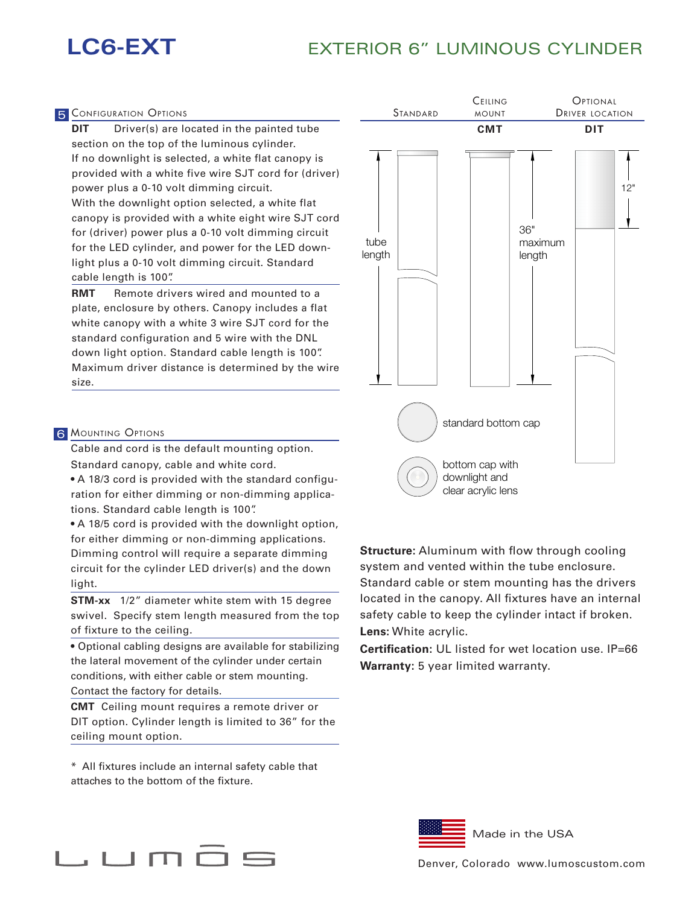# LC6-EXT

## EXTERIOR 6" LUMINOUS CYLINDER

### 5 Configuration Options

**DIT** Driver(s) are located in the painted tube section on the top of the luminous cylinder.
If no downlight is selected, a white flat canopy is provided with a white five wire SJT cord for (driver) power plus a 0-10 volt dimming circuit.
With the downlight option selected, a white flat canopy is provided with a white eight wire SJT cord for (driver) power plus a 0-10 volt dimming circuit for the LED cylinder, and power for the LED downlight plus a 0-10 volt dimming circuit. Standard cable length is 100".

**RMT** Remote drivers wired and mounted to a plate, enclosure by others. Canopy includes a flat white canopy with a white 3 wire SJT cord for the standard configuration and 5 wire with the DNL down light option. Standard cable length is 100". Maximum driver distance is determined by the wire size.

### 6 Mounting Options

Cable and cord is the default mounting option.
Standard canopy, cable and white cord.

- A 18/3 cord is provided with the standard configuration for either dimming or non-dimming applications. Standard cable length is 100".
- A 18/5 cord is provided with the downlight option, for either dimming or non-dimming applications. Dimming control will require a separate dimming circuit for the cylinder LED driver(s) and the down light.

**STM-xx** 1/2" diameter white stem with 15 degree swivel. Specify stem length measured from the top of fixture to the ceiling.

- Optional cabling designs are available for stabilizing the lateral movement of the cylinder under certain conditions, with either cable or stem mounting. Contact the factory for details.

**CMT** Ceiling mount requires a remote driver or DIT option. Cylinder length is limited to 36" for the ceiling mount option.

\* All fixtures include an internal safety cable that attaches to the bottom of the fixture.

Standard

Ceiling mount
**CMT**

Optional Driver location
**DIT**

tube length

36" maximum length

12"

standard bottom cap

bottom cap with downlight and clear acrylic lens

**Structure:** Aluminum with flow through cooling system and vented within the tube enclosure. Standard cable or stem mounting has the drivers located in the canopy. All fixtures have an internal safety cable to keep the cylinder intact if broken.
**Lens:** White acrylic.
**Certification:** UL listed for wet location use. IP=66
**Warranty:** 5 year limited warranty.

LUMOS

Made in the USA

Denver, Colorado www.lumoscustom.com